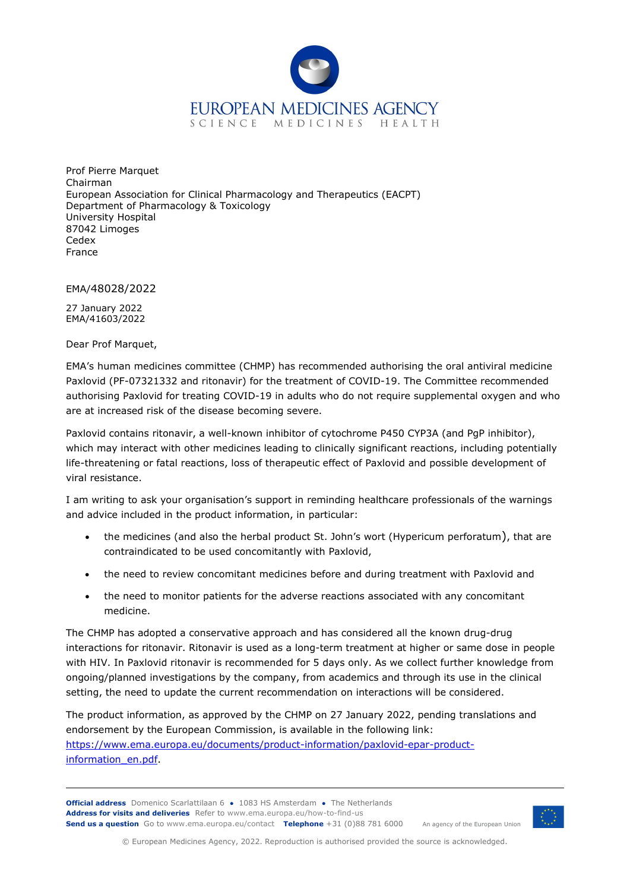EUROPEAN MEDICINES AGENCY
SCIENCE MEDICINES HEALTH

Prof Pierre Marquet
Chairman
European Association for Clinical Pharmacology and Therapeutics (EACPT)
Department of Pharmacology & Toxicology
University Hospital
87042 Limoges
Cedex
France

EMA/48028/2022

27 January 2022
EMA/41603/2022

Dear Prof Marquet,

EMA's human medicines committee (CHMP) has recommended authorising the oral antiviral medicine Paxlovid (PF-07321332 and ritonavir) for the treatment of COVID-19. The Committee recommended authorising Paxlovid for treating COVID-19 in adults who do not require supplemental oxygen and who are at increased risk of the disease becoming severe.

Paxlovid contains ritonavir, a well-known inhibitor of cytochrome P450 CYP3A (and PgP inhibitor), which may interact with other medicines leading to clinically significant reactions, including potentially life-threatening or fatal reactions, loss of therapeutic effect of Paxlovid and possible development of viral resistance.

I am writing to ask your organisation's support in reminding healthcare professionals of the warnings and advice included in the product information, in particular:

- the medicines (and also the herbal product St. John's wort (Hypericum perforatum)), that are contraindicated to be used concomitantly with Paxlovid,
- the need to review concomitant medicines before and during treatment with Paxlovid and
- the need to monitor patients for the adverse reactions associated with any concomitant medicine.

The CHMP has adopted a conservative approach and has considered all the known drug-drug interactions for ritonavir. Ritonavir is used as a long-term treatment at higher or same dose in people with HIV. In Paxlovid ritonavir is recommended for 5 days only. As we collect further knowledge from ongoing/planned investigations by the company, from academics and through its use in the clinical setting, the need to update the current recommendation on interactions will be considered.

The product information, as approved by the CHMP on 27 January 2022, pending translations and endorsement by the European Commission, is available in the following link: https://www.ema.europa.eu/documents/product-information/paxlovid-epar-product-information_en.pdf.

**Official address** Domenico Scarlattilaan 6 • 1083 HS Amsterdam • The Netherlands
**Address for visits and deliveries** Refer to www.ema.europa.eu/how-to-find-us
**Send us a question** Go to www.ema.europa.eu/contact **Telephone** +31 (0)88 781 6000

An agency of the European Union

© European Medicines Agency, 2022. Reproduction is authorised provided the source is acknowledged.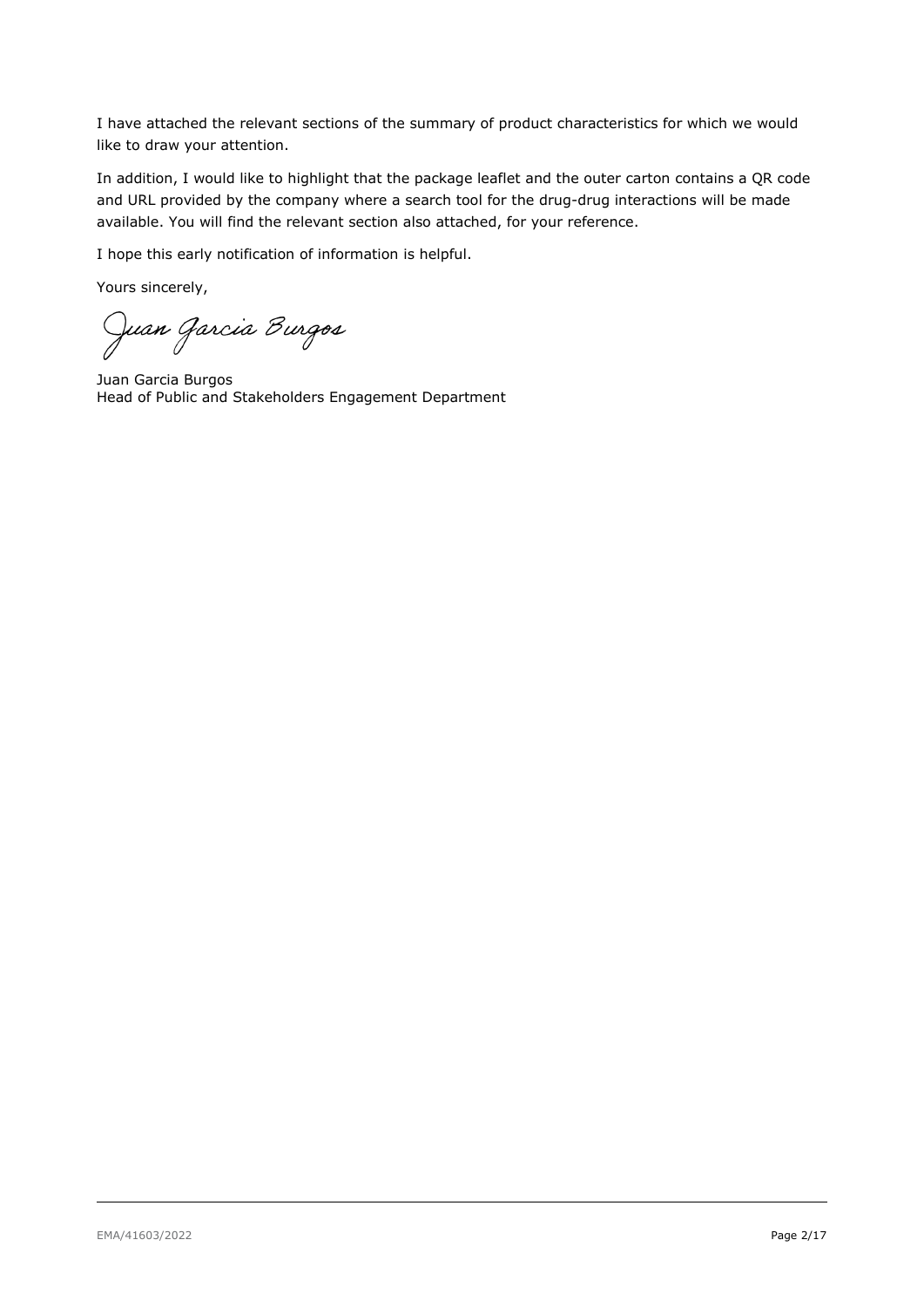I have attached the relevant sections of the summary of product characteristics for which we would like to draw your attention.

In addition, I would like to highlight that the package leaflet and the outer carton contains a QR code and URL provided by the company where a search tool for the drug-drug interactions will be made available. You will find the relevant section also attached, for your reference.

I hope this early notification of information is helpful.

Yours sincerely,

Juan Garcia Burgos

Juan Garcia Burgos
Head of Public and Stakeholders Engagement Department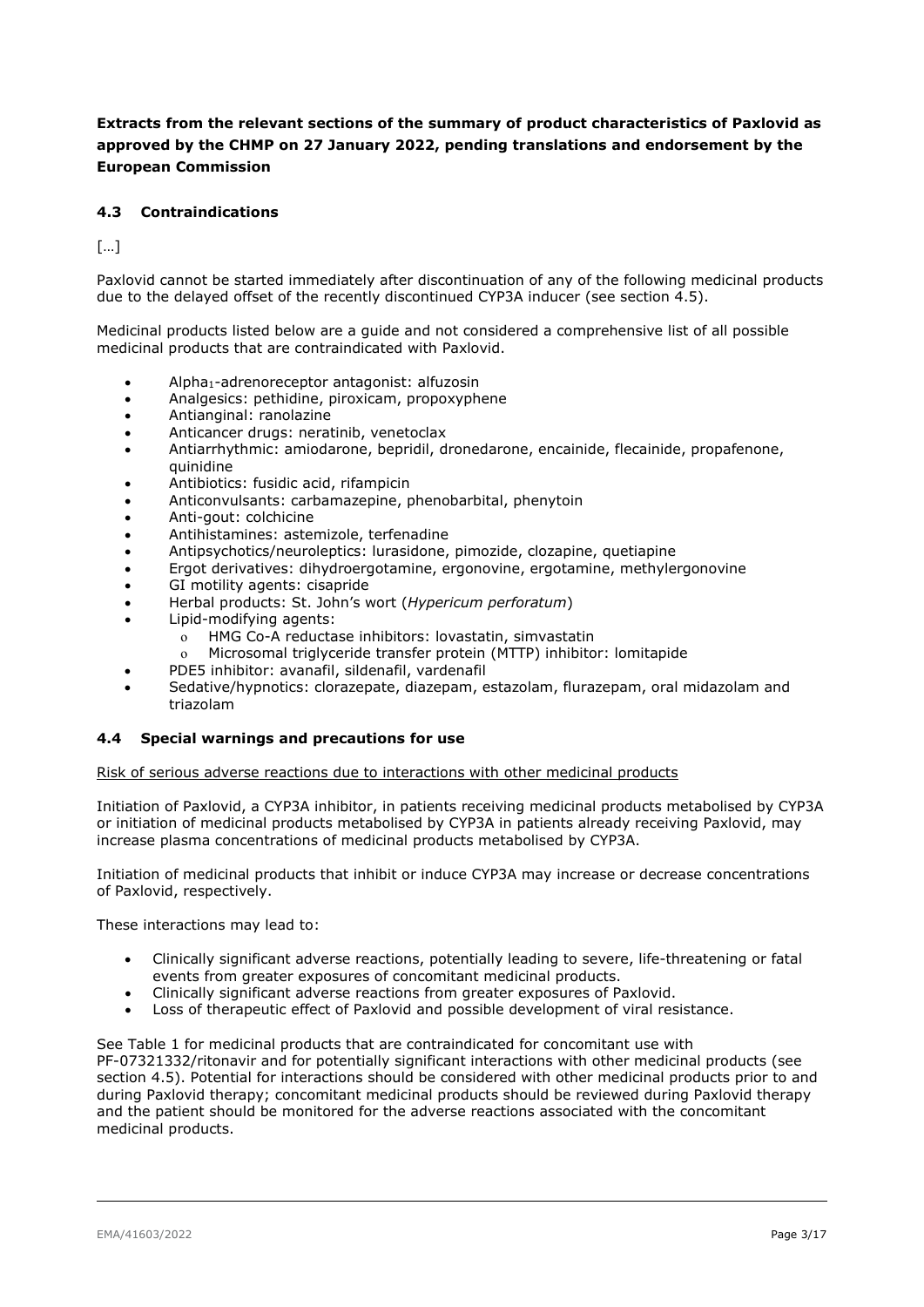**Extracts from the relevant sections of the summary of product characteristics of Paxlovid as approved by the CHMP on 27 January 2022, pending translations and endorsement by the European Commission**

### 4.3 Contraindications

[…]

Paxlovid cannot be started immediately after discontinuation of any of the following medicinal products due to the delayed offset of the recently discontinued CYP3A inducer (see section 4.5).

Medicinal products listed below are a guide and not considered a comprehensive list of all possible medicinal products that are contraindicated with Paxlovid.

- Alpha$_1$-adrenoreceptor antagonist: alfuzosin
- Analgesics: pethidine, piroxicam, propoxyphene
- Antianginal: ranolazine
- Anticancer drugs: neratinib, venetoclax
- Antiarrhythmic: amiodarone, bepridil, dronedarone, encainide, flecainide, propafenone, quinidine
- Antibiotics: fusidic acid, rifampicin
- Anticonvulsants: carbamazepine, phenobarbital, phenytoin
- Anti-gout: colchicine
- Antihistamines: astemizole, terfenadine
- Antipsychotics/neuroleptics: lurasidone, pimozide, clozapine, quetiapine
- Ergot derivatives: dihydroergotamine, ergonovine, ergotamine, methylergonovine
- GI motility agents: cisapride
- Herbal products: St. John's wort (*Hypericum perforatum*)
- Lipid-modifying agents:
  - HMG Co-A reductase inhibitors: lovastatin, simvastatin
  - Microsomal triglyceride transfer protein (MTTP) inhibitor: lomitapide
- PDE5 inhibitor: avanafil, sildenafil, vardenafil
- Sedative/hypnotics: clorazepate, diazepam, estazolam, flurazepam, oral midazolam and triazolam

### 4.4 Special warnings and precautions for use

Risk of serious adverse reactions due to interactions with other medicinal products

Initiation of Paxlovid, a CYP3A inhibitor, in patients receiving medicinal products metabolised by CYP3A or initiation of medicinal products metabolised by CYP3A in patients already receiving Paxlovid, may increase plasma concentrations of medicinal products metabolised by CYP3A.

Initiation of medicinal products that inhibit or induce CYP3A may increase or decrease concentrations of Paxlovid, respectively.

These interactions may lead to:

- Clinically significant adverse reactions, potentially leading to severe, life-threatening or fatal events from greater exposures of concomitant medicinal products.
- Clinically significant adverse reactions from greater exposures of Paxlovid.
- Loss of therapeutic effect of Paxlovid and possible development of viral resistance.

See Table 1 for medicinal products that are contraindicated for concomitant use with PF-07321332/ritonavir and for potentially significant interactions with other medicinal products (see section 4.5). Potential for interactions should be considered with other medicinal products prior to and during Paxlovid therapy; concomitant medicinal products should be reviewed during Paxlovid therapy and the patient should be monitored for the adverse reactions associated with the concomitant medicinal products.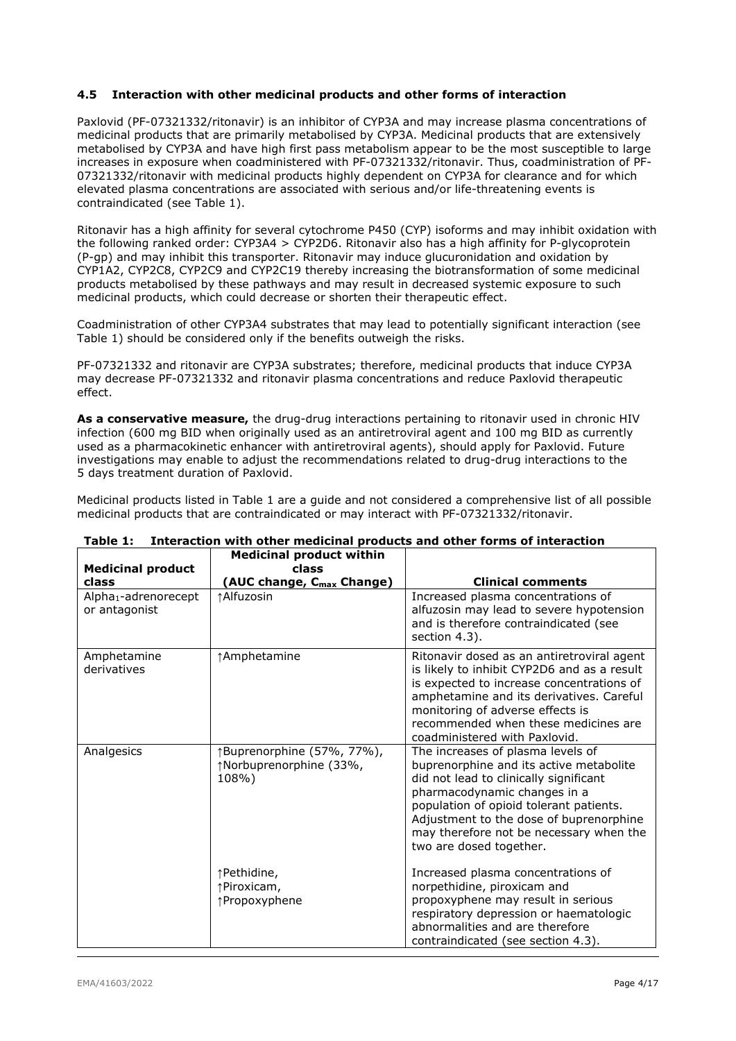### 4.5 Interaction with other medicinal products and other forms of interaction

Paxlovid (PF-07321332/ritonavir) is an inhibitor of CYP3A and may increase plasma concentrations of medicinal products that are primarily metabolised by CYP3A. Medicinal products that are extensively metabolised by CYP3A and have high first pass metabolism appear to be the most susceptible to large increases in exposure when coadministered with PF-07321332/ritonavir. Thus, coadministration of PF-07321332/ritonavir with medicinal products highly dependent on CYP3A for clearance and for which elevated plasma concentrations are associated with serious and/or life-threatening events is contraindicated (see Table 1).

Ritonavir has a high affinity for several cytochrome P450 (CYP) isoforms and may inhibit oxidation with the following ranked order: CYP3A4 > CYP2D6. Ritonavir also has a high affinity for P-glycoprotein (P-gp) and may inhibit this transporter. Ritonavir may induce glucuronidation and oxidation by CYP1A2, CYP2C8, CYP2C9 and CYP2C19 thereby increasing the biotransformation of some medicinal products metabolised by these pathways and may result in decreased systemic exposure to such medicinal products, which could decrease or shorten their therapeutic effect.

Coadministration of other CYP3A4 substrates that may lead to potentially significant interaction (see Table 1) should be considered only if the benefits outweigh the risks.

PF-07321332 and ritonavir are CYP3A substrates; therefore, medicinal products that induce CYP3A may decrease PF-07321332 and ritonavir plasma concentrations and reduce Paxlovid therapeutic effect.

**As a conservative measure,** the drug-drug interactions pertaining to ritonavir used in chronic HIV infection (600 mg BID when originally used as an antiretroviral agent and 100 mg BID as currently used as a pharmacokinetic enhancer with antiretroviral agents), should apply for Paxlovid. Future investigations may enable to adjust the recommendations related to drug-drug interactions to the 5 days treatment duration of Paxlovid.

Medicinal products listed in Table 1 are a guide and not considered a comprehensive list of all possible medicinal products that are contraindicated or may interact with PF-07321332/ritonavir.

**Table 1: Interaction with other medicinal products and other forms of interaction**

| Medicinal product class | Medicinal product within class (AUC change, $C_{max}$ Change) | Clinical comments |
|---|---|---|
| $Alpha_1$-adrenorecept or antagonist | ↑Alfuzosin | Increased plasma concentrations of alfuzosin may lead to severe hypotension and is therefore contraindicated (see section 4.3). |
| Amphetamine derivatives | ↑Amphetamine | Ritonavir dosed as an antiretroviral agent is likely to inhibit CYP2D6 and as a result is expected to increase concentrations of amphetamine and its derivatives. Careful monitoring of adverse effects is recommended when these medicines are coadministered with Paxlovid. |
| Analgesics | ↑Buprenorphine (57%, 77%), ↑Norbuprenorphine (33%, 108%) | The increases of plasma levels of buprenorphine and its active metabolite did not lead to clinically significant pharmacodynamic changes in a population of opioid tolerant patients. Adjustment to the dose of buprenorphine may therefore not be necessary when the two are dosed together. |
| | ↑Pethidine, ↑Piroxicam, ↑Propoxyphene | Increased plasma concentrations of norpethidine, piroxicam and propoxyphene may result in serious respiratory depression or haematologic abnormalities and are therefore contraindicated (see section 4.3). |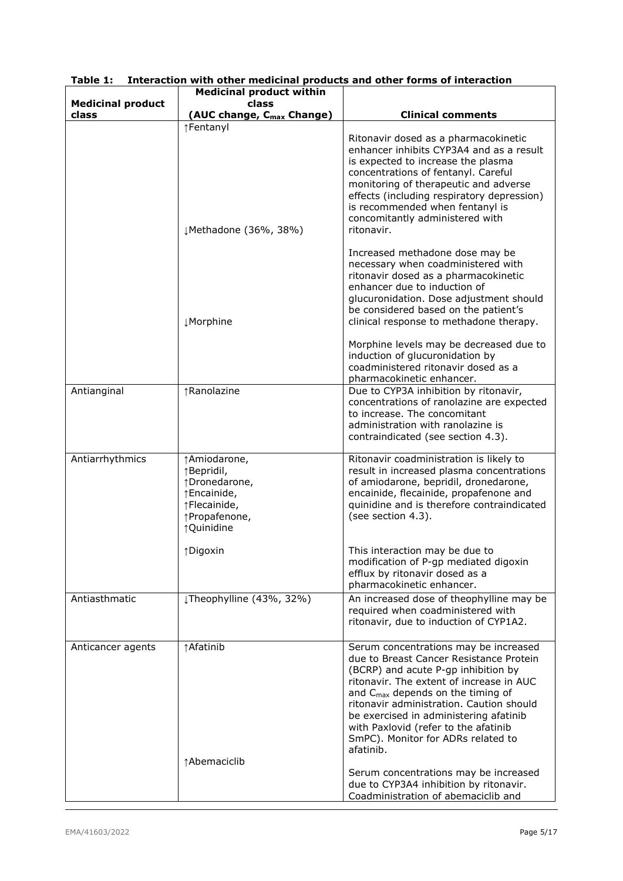**Table 1: Interaction with other medicinal products and other forms of interaction**

| Medicinal product class | Medicinal product within class (AUC change, $C_{max}$ Change) | Clinical comments |
|---|---|---|
| | ↑Fentanyl | Ritonavir dosed as a pharmacokinetic enhancer inhibits CYP3A4 and as a result is expected to increase the plasma concentrations of fentanyl. Careful monitoring of therapeutic and adverse effects (including respiratory depression) is recommended when fentanyl is concomitantly administered with ritonavir. |
| | ↓Methadone (36%, 38%) | Increased methadone dose may be necessary when coadministered with ritonavir dosed as a pharmacokinetic enhancer due to induction of glucuronidation. Dose adjustment should be considered based on the patient's clinical response to methadone therapy. |
| | ↓Morphine | Morphine levels may be decreased due to induction of glucuronidation by coadministered ritonavir dosed as a pharmacokinetic enhancer. |
| Antianginal | ↑Ranolazine | Due to CYP3A inhibition by ritonavir, concentrations of ranolazine are expected to increase. The concomitant administration with ranolazine is contraindicated (see section 4.3). |
| Antiarrhythmics | ↑Amiodarone, ↑Bepridil, ↑Dronedarone, ↑Encainide, ↑Flecainide, ↑Propafenone, ↑Quinidine | Ritonavir coadministration is likely to result in increased plasma concentrations of amiodarone, bepridil, dronedarone, encainide, flecainide, propafenone and quinidine and is therefore contraindicated (see section 4.3). |
| | ↑Digoxin | This interaction may be due to modification of P-gp mediated digoxin efflux by ritonavir dosed as a pharmacokinetic enhancer. |
| Antiasthmatic | ↓Theophylline (43%, 32%) | An increased dose of theophylline may be required when coadministered with ritonavir, due to induction of CYP1A2. |
| Anticancer agents | ↑Afatinib | Serum concentrations may be increased due to Breast Cancer Resistance Protein (BCRP) and acute P-gp inhibition by ritonavir. The extent of increase in AUC and $C_{max}$ depends on the timing of ritonavir administration. Caution should be exercised in administering afatinib with Paxlovid (refer to the afatinib SmPC). Monitor for ADRs related to afatinib. |
| | ↑Abemaciclib | Serum concentrations may be increased due to CYP3A4 inhibition by ritonavir. Coadministration of abemaciclib and |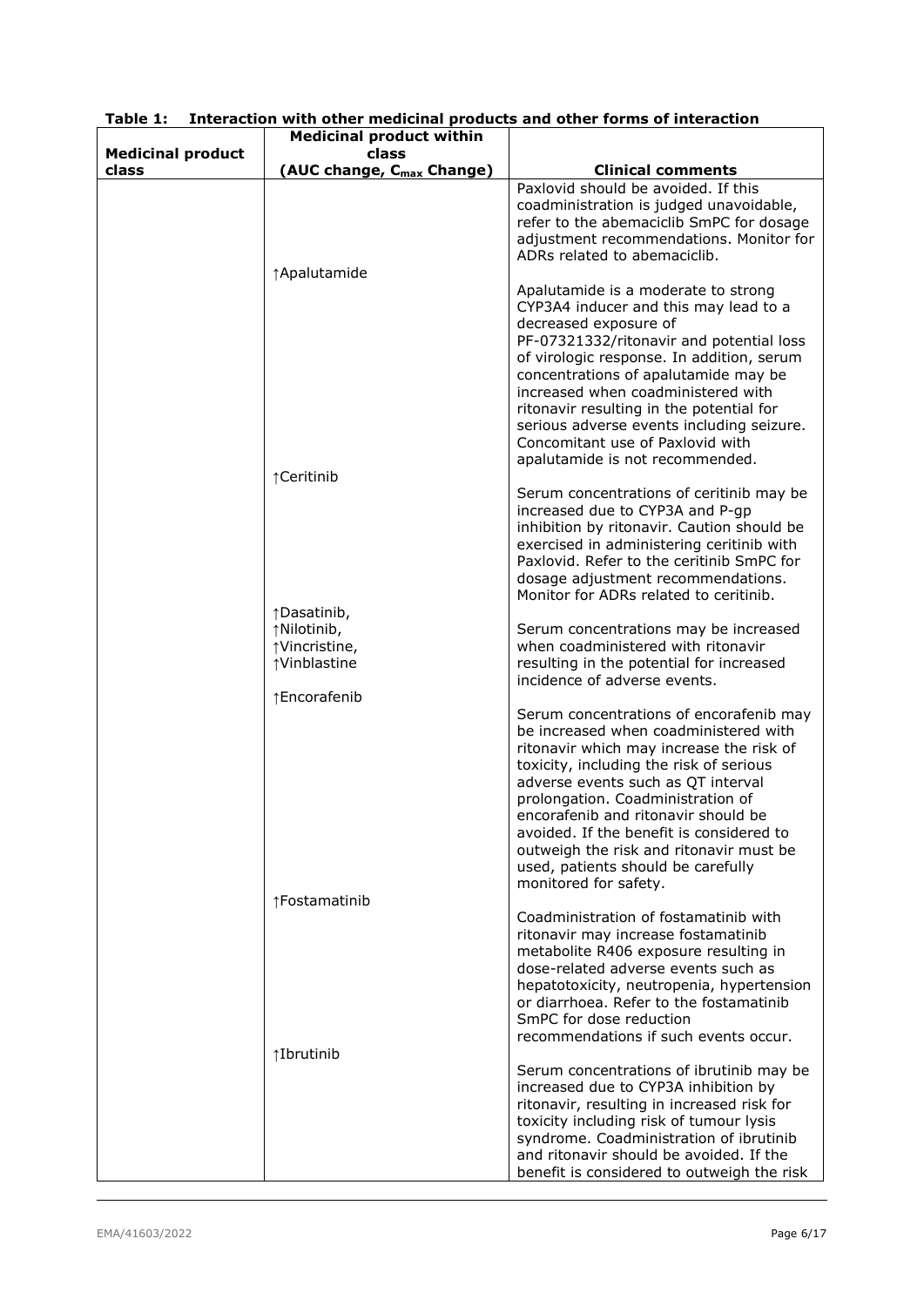**Table 1: Interaction with other medicinal products and other forms of interaction**

| Medicinal product class | Medicinal product within class (AUC change, $C_{max}$ Change) | Clinical comments |
|---|---|---|
| | | Paxlovid should be avoided. If this coadministration is judged unavoidable, refer to the abemaciclib SmPC for dosage adjustment recommendations. Monitor for ADRs related to abemaciclib. |
| | ↑Apalutamide | Apalutamide is a moderate to strong CYP3A4 inducer and this may lead to a decreased exposure of PF-07321332/ritonavir and potential loss of virologic response. In addition, serum concentrations of apalutamide may be increased when coadministered with ritonavir resulting in the potential for serious adverse events including seizure. Concomitant use of Paxlovid with apalutamide is not recommended. |
| | ↑Ceritinib | Serum concentrations of ceritinib may be increased due to CYP3A and P-gp inhibition by ritonavir. Caution should be exercised in administering ceritinib with Paxlovid. Refer to the ceritinib SmPC for dosage adjustment recommendations. Monitor for ADRs related to ceritinib. |
| | ↑Dasatinib, ↑Nilotinib, ↑Vincristine, ↑Vinblastine | Serum concentrations may be increased when coadministered with ritonavir resulting in the potential for increased incidence of adverse events. |
| | ↑Encorafenib | Serum concentrations of encorafenib may be increased when coadministered with ritonavir which may increase the risk of toxicity, including the risk of serious adverse events such as QT interval prolongation. Coadministration of encorafenib and ritonavir should be avoided. If the benefit is considered to outweigh the risk and ritonavir must be used, patients should be carefully monitored for safety. |
| | ↑Fostamatinib | Coadministration of fostamatinib with ritonavir may increase fostamatinib metabolite R406 exposure resulting in dose-related adverse events such as hepatotoxicity, neutropenia, hypertension or diarrhoea. Refer to the fostamatinib SmPC for dose reduction recommendations if such events occur. |
| | ↑Ibrutinib | Serum concentrations of ibrutinib may be increased due to CYP3A inhibition by ritonavir, resulting in increased risk for toxicity including risk of tumour lysis syndrome. Coadministration of ibrutinib and ritonavir should be avoided. If the benefit is considered to outweigh the risk |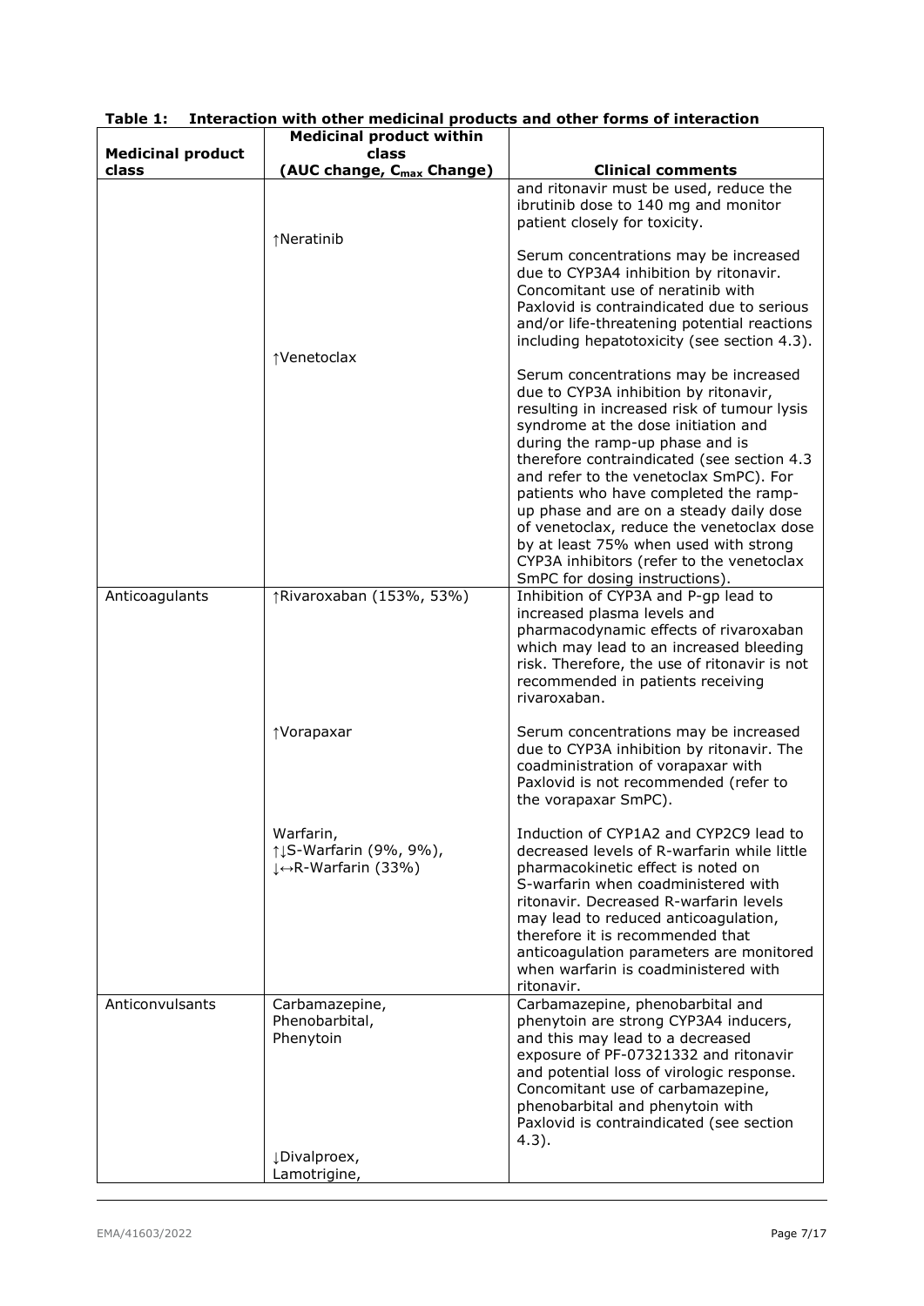**Table 1: Interaction with other medicinal products and other forms of interaction**

| Medicinal product class | Medicinal product within class (AUC change, $C_{max}$ Change) | Clinical comments |
|---|---|---|
| | | and ritonavir must be used, reduce the ibrutinib dose to 140 mg and monitor patient closely for toxicity. |
| | ↑Neratinib | Serum concentrations may be increased due to CYP3A4 inhibition by ritonavir. Concomitant use of neratinib with Paxlovid is contraindicated due to serious and/or life-threatening potential reactions including hepatotoxicity (see section 4.3). |
| | ↑Venetoclax | Serum concentrations may be increased due to CYP3A inhibition by ritonavir, resulting in increased risk of tumour lysis syndrome at the dose initiation and during the ramp-up phase and is therefore contraindicated (see section 4.3 and refer to the venetoclax SmPC). For patients who have completed the ramp-up phase and are on a steady daily dose of venetoclax, reduce the venetoclax dose by at least 75% when used with strong CYP3A inhibitors (refer to the venetoclax SmPC for dosing instructions). |
| Anticoagulants | ↑Rivaroxaban (153%, 53%) | Inhibition of CYP3A and P-gp lead to increased plasma levels and pharmacodynamic effects of rivaroxaban which may lead to an increased bleeding risk. Therefore, the use of ritonavir is not recommended in patients receiving rivaroxaban. |
| | ↑Vorapaxar | Serum concentrations may be increased due to CYP3A inhibition by ritonavir. The coadministration of vorapaxar with Paxlovid is not recommended (refer to the vorapaxar SmPC). |
| | Warfarin, ↑↓S-Warfarin (9%, 9%), ↓↔R-Warfarin (33%) | Induction of CYP1A2 and CYP2C9 lead to decreased levels of R-warfarin while little pharmacokinetic effect is noted on S-warfarin when coadministered with ritonavir. Decreased R-warfarin levels may lead to reduced anticoagulation, therefore it is recommended that anticoagulation parameters are monitored when warfarin is coadministered with ritonavir. |
| Anticonvulsants | Carbamazepine, Phenobarbital, Phenytoin | Carbamazepine, phenobarbital and phenytoin are strong CYP3A4 inducers, and this may lead to a decreased exposure of PF-07321332 and ritonavir and potential loss of virologic response. Concomitant use of carbamazepine, phenobarbital and phenytoin with Paxlovid is contraindicated (see section 4.3). |
| | ↓Divalproex, Lamotrigine, | |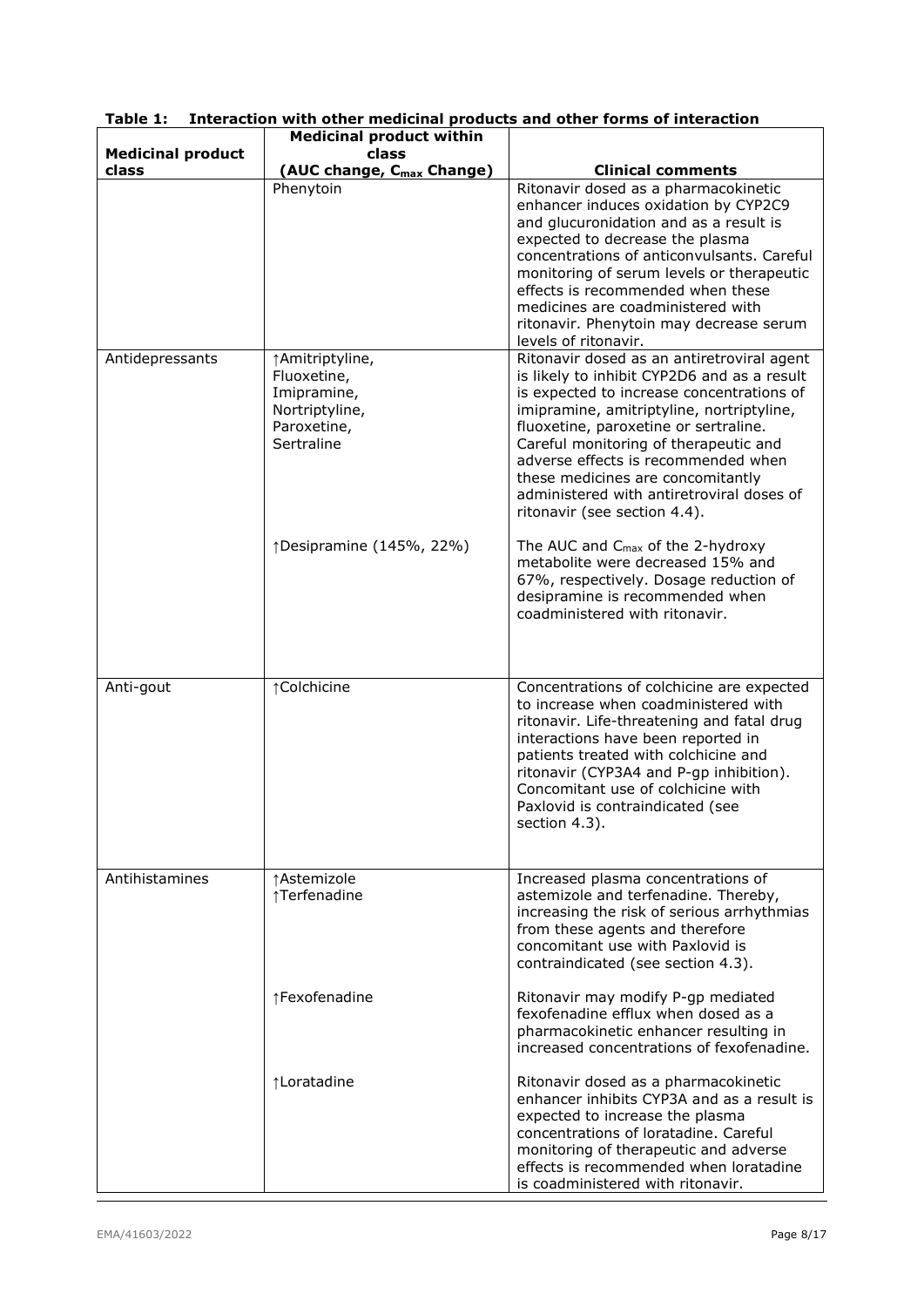**Table 1: Interaction with other medicinal products and other forms of interaction**

| Medicinal product class | Medicinal product within class (AUC change, $C_{max}$ Change) | Clinical comments |
|---|---|---|
| | Phenytoin | Ritonavir dosed as a pharmacokinetic enhancer induces oxidation by CYP2C9 and glucuronidation and as a result is expected to decrease the plasma concentrations of anticonvulsants. Careful monitoring of serum levels or therapeutic effects is recommended when these medicines are coadministered with ritonavir. Phenytoin may decrease serum levels of ritonavir. |
| Antidepressants | ↑Amitriptyline, Fluoxetine, Imipramine, Nortriptyline, Paroxetine, Sertraline | Ritonavir dosed as an antiretroviral agent is likely to inhibit CYP2D6 and as a result is expected to increase concentrations of imipramine, amitriptyline, nortriptyline, fluoxetine, paroxetine or sertraline. Careful monitoring of therapeutic and adverse effects is recommended when these medicines are concomitantly administered with antiretroviral doses of ritonavir (see section 4.4). |
| | ↑Desipramine (145%, 22%) | The AUC and $C_{max}$ of the 2-hydroxy metabolite were decreased 15% and 67%, respectively. Dosage reduction of desipramine is recommended when coadministered with ritonavir. |
| Anti-gout | ↑Colchicine | Concentrations of colchicine are expected to increase when coadministered with ritonavir. Life-threatening and fatal drug interactions have been reported in patients treated with colchicine and ritonavir (CYP3A4 and P-gp inhibition). Concomitant use of colchicine with Paxlovid is contraindicated (see section 4.3). |
| Antihistamines | ↑Astemizole<br>↑Terfenadine | Increased plasma concentrations of astemizole and terfenadine. Thereby, increasing the risk of serious arrhythmias from these agents and therefore concomitant use with Paxlovid is contraindicated (see section 4.3). |
| | ↑Fexofenadine | Ritonavir may modify P-gp mediated fexofenadine efflux when dosed as a pharmacokinetic enhancer resulting in increased concentrations of fexofenadine. |
| | ↑Loratadine | Ritonavir dosed as a pharmacokinetic enhancer inhibits CYP3A and as a result is expected to increase the plasma concentrations of loratadine. Careful monitoring of therapeutic and adverse effects is recommended when loratadine is coadministered with ritonavir. |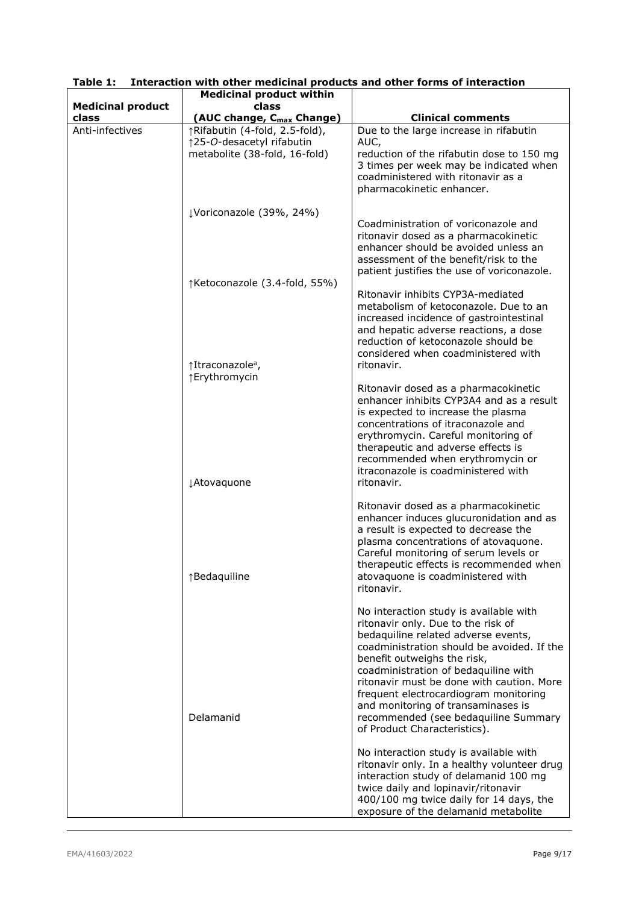**Table 1: Interaction with other medicinal products and other forms of interaction**

| Medicinal product class | Medicinal product within class (AUC change, $C_{max}$ Change) | Clinical comments |
|---|---|---|
| Anti-infectives | ↑Rifabutin (4-fold, 2.5-fold), ↑25-*O*-desacetyl rifabutin metabolite (38-fold, 16-fold) | Due to the large increase in rifabutin AUC, reduction of the rifabutin dose to 150 mg 3 times per week may be indicated when coadministered with ritonavir as a pharmacokinetic enhancer. |
| | ↓Voriconazole (39%, 24%) | Coadministration of voriconazole and ritonavir dosed as a pharmacokinetic enhancer should be avoided unless an assessment of the benefit/risk to the patient justifies the use of voriconazole. |
| | ↑Ketoconazole (3.4-fold, 55%) | Ritonavir inhibits CYP3A-mediated metabolism of ketoconazole. Due to an increased incidence of gastrointestinal and hepatic adverse reactions, a dose reduction of ketoconazole should be considered when coadministered with ritonavir. |
| | ↑Itraconazole[a], ↑Erythromycin | Ritonavir dosed as a pharmacokinetic enhancer inhibits CYP3A4 and as a result is expected to increase the plasma concentrations of itraconazole and erythromycin. Careful monitoring of therapeutic and adverse effects is recommended when erythromycin or itraconazole is coadministered with ritonavir. |
| | ↓Atovaquone | Ritonavir dosed as a pharmacokinetic enhancer induces glucuronidation and as a result is expected to decrease the plasma concentrations of atovaquone. Careful monitoring of serum levels or therapeutic effects is recommended when atovaquone is coadministered with ritonavir. |
| | ↑Bedaquiline | No interaction study is available with ritonavir only. Due to the risk of bedaquiline related adverse events, coadministration should be avoided. If the benefit outweighs the risk, coadministration of bedaquiline with ritonavir must be done with caution. More frequent electrocardiogram monitoring and monitoring of transaminases is recommended (see bedaquiline Summary of Product Characteristics). |
| | Delamanid | No interaction study is available with ritonavir only. In a healthy volunteer drug interaction study of delamanid 100 mg twice daily and lopinavir/ritonavir 400/100 mg twice daily for 14 days, the exposure of the delamanid metabolite |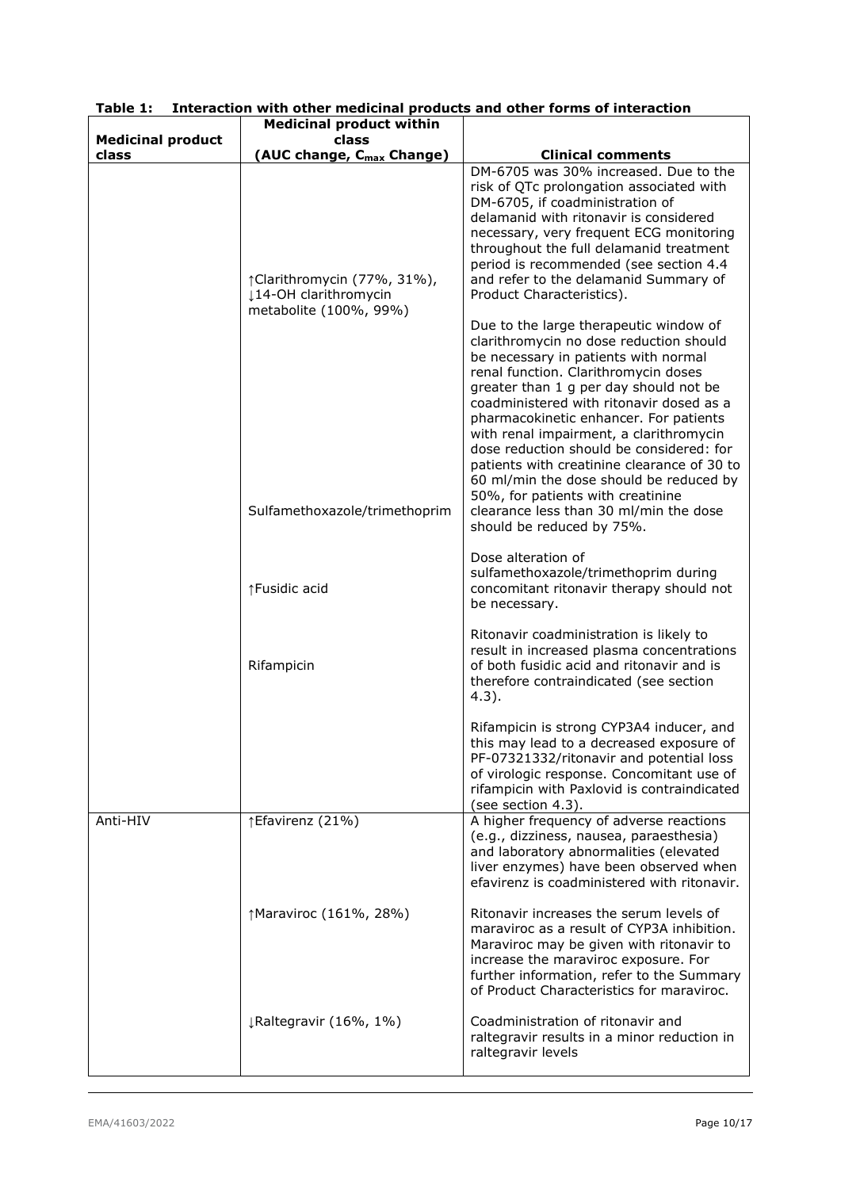**Table 1: Interaction with other medicinal products and other forms of interaction**

| Medicinal product class | Medicinal product within class (AUC change, $C_{max}$ Change) | Clinical comments |
|---|---|---|
| | | DM-6705 was 30% increased. Due to the risk of QTc prolongation associated with DM-6705, if coadministration of delamanid with ritonavir is considered necessary, very frequent ECG monitoring throughout the full delamanid treatment period is recommended (see section 4.4 and refer to the delamanid Summary of Product Characteristics). |
| | ↑Clarithromycin (77%, 31%), ↓14-OH clarithromycin metabolite (100%, 99%) | Due to the large therapeutic window of clarithromycin no dose reduction should be necessary in patients with normal renal function. Clarithromycin doses greater than 1 g per day should not be coadministered with ritonavir dosed as a pharmacokinetic enhancer. For patients with renal impairment, a clarithromycin dose reduction should be considered: for patients with creatinine clearance of 30 to 60 ml/min the dose should be reduced by 50%, for patients with creatinine clearance less than 30 ml/min the dose should be reduced by 75%. |
| | Sulfamethoxazole/trimethoprim | Dose alteration of sulfamethoxazole/trimethoprim during concomitant ritonavir therapy should not be necessary. |
| | ↑Fusidic acid | Ritonavir coadministration is likely to result in increased plasma concentrations of both fusidic acid and ritonavir and is therefore contraindicated (see section 4.3). |
| | Rifampicin | Rifampicin is strong CYP3A4 inducer, and this may lead to a decreased exposure of PF-07321332/ritonavir and potential loss of virologic response. Concomitant use of rifampicin with Paxlovid is contraindicated (see section 4.3). |
| Anti-HIV | ↑Efavirenz (21%) | A higher frequency of adverse reactions (e.g., dizziness, nausea, paraesthesia) and laboratory abnormalities (elevated liver enzymes) have been observed when efavirenz is coadministered with ritonavir. |
| | ↑Maraviroc (161%, 28%) | Ritonavir increases the serum levels of maraviroc as a result of CYP3A inhibition. Maraviroc may be given with ritonavir to increase the maraviroc exposure. For further information, refer to the Summary of Product Characteristics for maraviroc. |
| | ↓Raltegravir (16%, 1%) | Coadministration of ritonavir and raltegravir results in a minor reduction in raltegravir levels |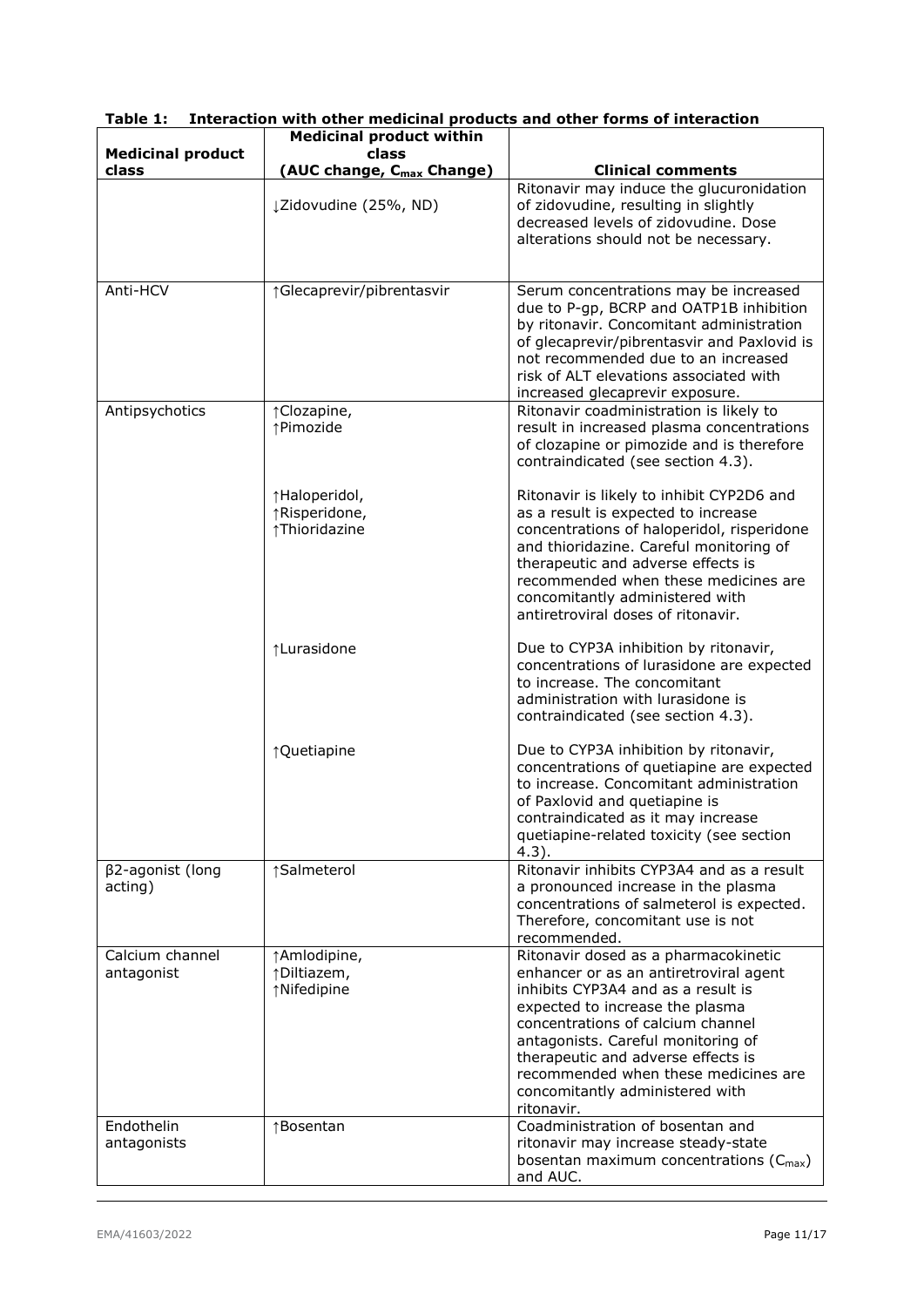**Table 1: Interaction with other medicinal products and other forms of interaction**

| Medicinal product class | Medicinal product within class (AUC change, $C_{max}$ Change) | Clinical comments |
|---|---|---|
| | ↓Zidovudine (25%, ND) | Ritonavir may induce the glucuronidation of zidovudine, resulting in slightly decreased levels of zidovudine. Dose alterations should not be necessary. |
| Anti-HCV | ↑Glecaprevir/pibrentasvir | Serum concentrations may be increased due to P-gp, BCRP and OATP1B inhibition by ritonavir. Concomitant administration of glecaprevir/pibrentasvir and Paxlovid is not recommended due to an increased risk of ALT elevations associated with increased glecaprevir exposure. |
| Antipsychotics | ↑Clozapine, ↑Pimozide | Ritonavir coadministration is likely to result in increased plasma concentrations of clozapine or pimozide and is therefore contraindicated (see section 4.3). |
| | ↑Haloperidol, ↑Risperidone, ↑Thioridazine | Ritonavir is likely to inhibit CYP2D6 and as a result is expected to increase concentrations of haloperidol, risperidone and thioridazine. Careful monitoring of therapeutic and adverse effects is recommended when these medicines are concomitantly administered with antiretroviral doses of ritonavir. |
| | ↑Lurasidone | Due to CYP3A inhibition by ritonavir, concentrations of lurasidone are expected to increase. The concomitant administration with lurasidone is contraindicated (see section 4.3). |
| | ↑Quetiapine | Due to CYP3A inhibition by ritonavir, concentrations of quetiapine are expected to increase. Concomitant administration of Paxlovid and quetiapine is contraindicated as it may increase quetiapine-related toxicity (see section 4.3). |
| β2-agonist (long acting) | ↑Salmeterol | Ritonavir inhibits CYP3A4 and as a result a pronounced increase in the plasma concentrations of salmeterol is expected. Therefore, concomitant use is not recommended. |
| Calcium channel antagonist | ↑Amlodipine, ↑Diltiazem, ↑Nifedipine | Ritonavir dosed as a pharmacokinetic enhancer or as an antiretroviral agent inhibits CYP3A4 and as a result is expected to increase the plasma concentrations of calcium channel antagonists. Careful monitoring of therapeutic and adverse effects is recommended when these medicines are concomitantly administered with ritonavir. |
| Endothelin antagonists | ↑Bosentan | Coadministration of bosentan and ritonavir may increase steady-state bosentan maximum concentrations ($C_{max}$) and AUC. |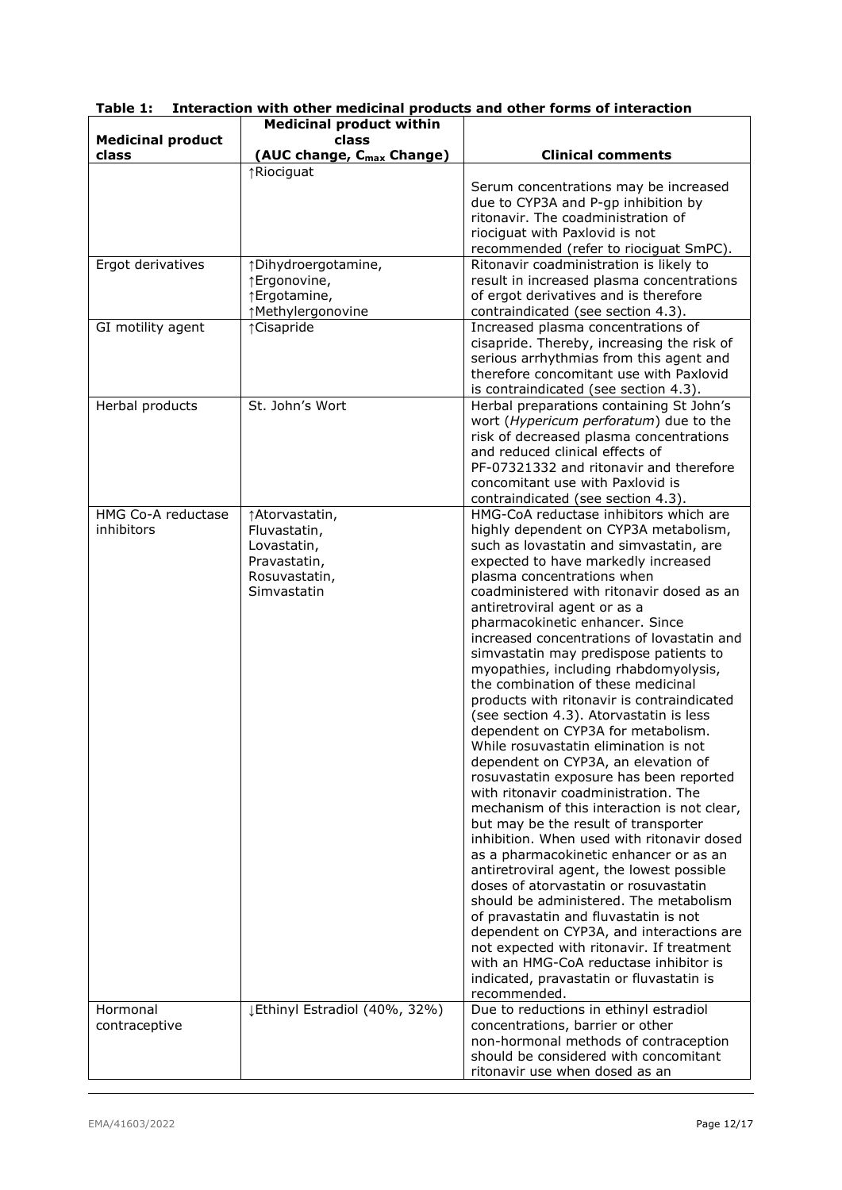**Table 1: Interaction with other medicinal products and other forms of interaction**

| Medicinal product class | Medicinal product within class (AUC change, $C_{max}$ Change) | Clinical comments |
|---|---|---|
| | ↑Riociguat | Serum concentrations may be increased due to CYP3A and P-gp inhibition by ritonavir. The coadministration of riociguat with Paxlovid is not recommended (refer to riociguat SmPC). |
| Ergot derivatives | ↑Dihydroergotamine, ↑Ergonovine, ↑Ergotamine, ↑Methylergonovine | Ritonavir coadministration is likely to result in increased plasma concentrations of ergot derivatives and is therefore contraindicated (see section 4.3). |
| GI motility agent | ↑Cisapride | Increased plasma concentrations of cisapride. Thereby, increasing the risk of serious arrhythmias from this agent and therefore concomitant use with Paxlovid is contraindicated (see section 4.3). |
| Herbal products | St. John's Wort | Herbal preparations containing St John's wort (*Hypericum perforatum*) due to the risk of decreased plasma concentrations and reduced clinical effects of PF-07321332 and ritonavir and therefore concomitant use with Paxlovid is contraindicated (see section 4.3). |
| HMG Co-A reductase inhibitors | ↑Atorvastatin, Fluvastatin, Lovastatin, Pravastatin, Rosuvastatin, Simvastatin | HMG-CoA reductase inhibitors which are highly dependent on CYP3A metabolism, such as lovastatin and simvastatin, are expected to have markedly increased plasma concentrations when coadministered with ritonavir dosed as an antiretroviral agent or as a pharmacokinetic enhancer. Since increased concentrations of lovastatin and simvastatin may predispose patients to myopathies, including rhabdomyolysis, the combination of these medicinal products with ritonavir is contraindicated (see section 4.3). Atorvastatin is less dependent on CYP3A for metabolism. While rosuvastatin elimination is not dependent on CYP3A, an elevation of rosuvastatin exposure has been reported with ritonavir coadministration. The mechanism of this interaction is not clear, but may be the result of transporter inhibition. When used with ritonavir dosed as a pharmacokinetic enhancer or as an antiretroviral agent, the lowest possible doses of atorvastatin or rosuvastatin should be administered. The metabolism of pravastatin and fluvastatin is not dependent on CYP3A, and interactions are not expected with ritonavir. If treatment with an HMG-CoA reductase inhibitor is indicated, pravastatin or fluvastatin is recommended. |
| Hormonal contraceptive | ↓Ethinyl Estradiol (40%, 32%) | Due to reductions in ethinyl estradiol concentrations, barrier or other non-hormonal methods of contraception should be considered with concomitant ritonavir use when dosed as an |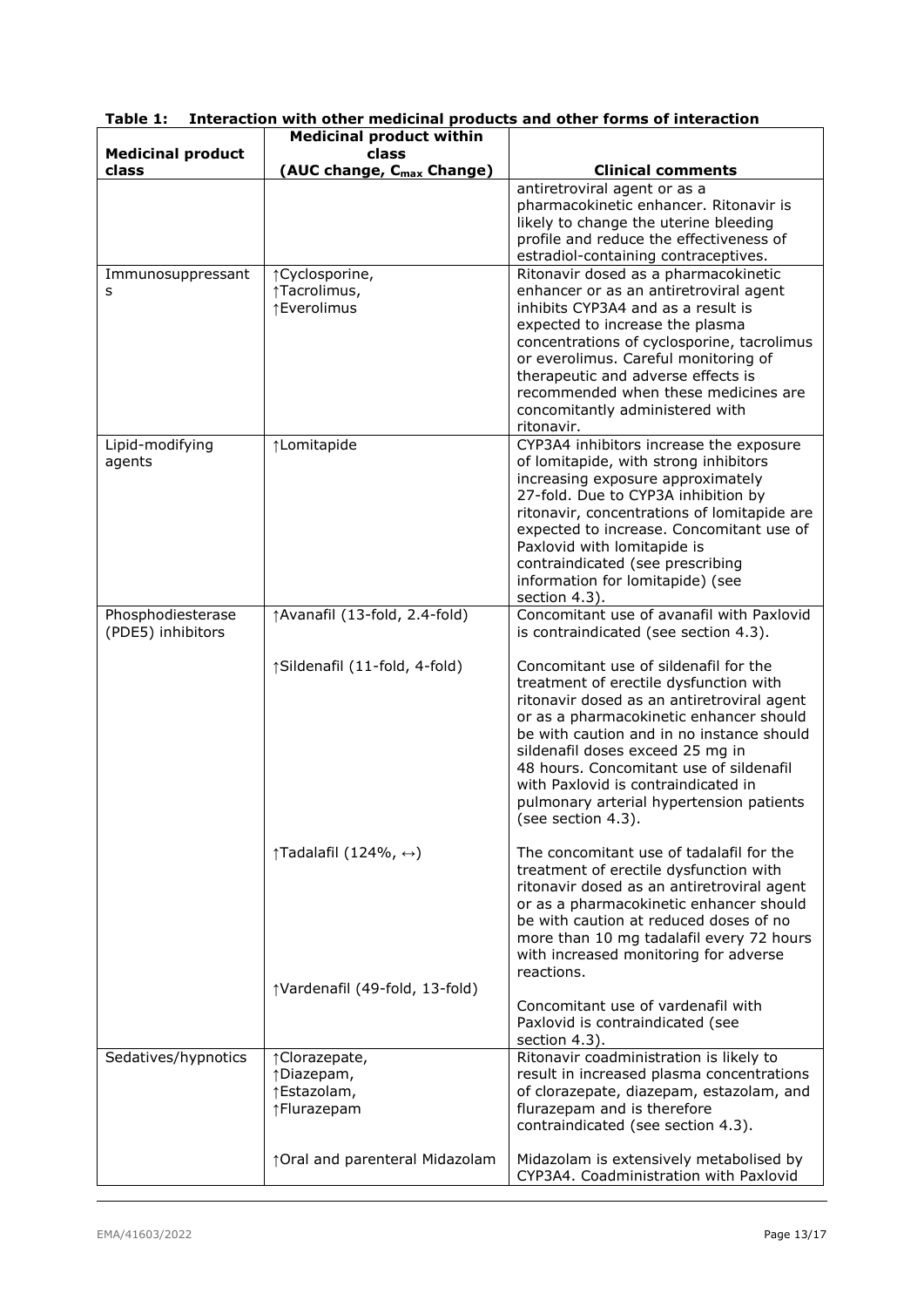**Table 1: Interaction with other medicinal products and other forms of interaction**

| Medicinal product class | Medicinal product within class (AUC change, $C_{max}$ Change) | Clinical comments |
|---|---|---|
| | | antiretroviral agent or as a pharmacokinetic enhancer. Ritonavir is likely to change the uterine bleeding profile and reduce the effectiveness of estradiol-containing contraceptives. |
| Immunosuppressants | ↑Cyclosporine, ↑Tacrolimus, ↑Everolimus | Ritonavir dosed as a pharmacokinetic enhancer or as an antiretroviral agent inhibits CYP3A4 and as a result is expected to increase the plasma concentrations of cyclosporine, tacrolimus or everolimus. Careful monitoring of therapeutic and adverse effects is recommended when these medicines are concomitantly administered with ritonavir. |
| Lipid-modifying agents | ↑Lomitapide | CYP3A4 inhibitors increase the exposure of lomitapide, with strong inhibitors increasing exposure approximately 27-fold. Due to CYP3A inhibition by ritonavir, concentrations of lomitapide are expected to increase. Concomitant use of Paxlovid with lomitapide is contraindicated (see prescribing information for lomitapide) (see section 4.3). |
| Phosphodiesterase (PDE5) inhibitors | ↑Avanafil (13-fold, 2.4-fold) | Concomitant use of avanafil with Paxlovid is contraindicated (see section 4.3). |
| | ↑Sildenafil (11-fold, 4-fold) | Concomitant use of sildenafil for the treatment of erectile dysfunction with ritonavir dosed as an antiretroviral agent or as a pharmacokinetic enhancer should be with caution and in no instance should sildenafil doses exceed 25 mg in 48 hours. Concomitant use of sildenafil with Paxlovid is contraindicated in pulmonary arterial hypertension patients (see section 4.3). |
| | ↑Tadalafil (124%, ↔) | The concomitant use of tadalafil for the treatment of erectile dysfunction with ritonavir dosed as an antiretroviral agent or as a pharmacokinetic enhancer should be with caution at reduced doses of no more than 10 mg tadalafil every 72 hours with increased monitoring for adverse reactions. |
| | ↑Vardenafil (49-fold, 13-fold) | Concomitant use of vardenafil with Paxlovid is contraindicated (see section 4.3). |
| Sedatives/hypnotics | ↑Clorazepate, ↑Diazepam, ↑Estazolam, ↑Flurazepam | Ritonavir coadministration is likely to result in increased plasma concentrations of clorazepate, diazepam, estazolam, and flurazepam and is therefore contraindicated (see section 4.3). |
| | ↑Oral and parenteral Midazolam | Midazolam is extensively metabolised by CYP3A4. Coadministration with Paxlovid |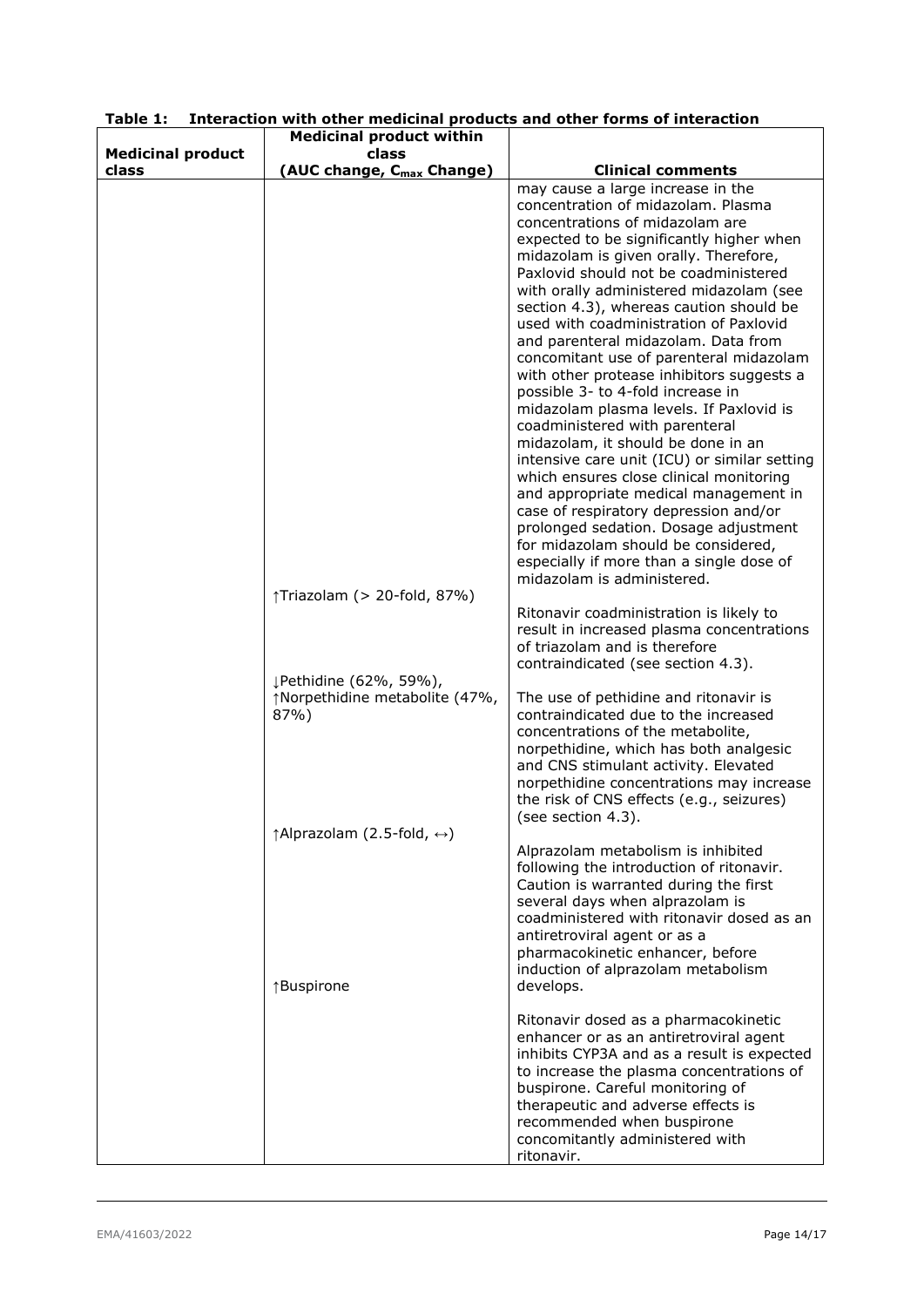**Table 1: Interaction with other medicinal products and other forms of interaction**

| Medicinal product class | Medicinal product within class (AUC change, $C_{max}$ Change) | Clinical comments |
|---|---|---|
| | | may cause a large increase in the concentration of midazolam. Plasma concentrations of midazolam are expected to be significantly higher when midazolam is given orally. Therefore, Paxlovid should not be coadministered with orally administered midazolam (see section 4.3), whereas caution should be used with coadministration of Paxlovid and parenteral midazolam. Data from concomitant use of parenteral midazolam with other protease inhibitors suggests a possible 3- to 4-fold increase in midazolam plasma levels. If Paxlovid is coadministered with parenteral midazolam, it should be done in an intensive care unit (ICU) or similar setting which ensures close clinical monitoring and appropriate medical management in case of respiratory depression and/or prolonged sedation. Dosage adjustment for midazolam should be considered, especially if more than a single dose of midazolam is administered. |
| | ↑Triazolam (> 20-fold, 87%) | Ritonavir coadministration is likely to result in increased plasma concentrations of triazolam and is therefore contraindicated (see section 4.3). |
| | ↓Pethidine (62%, 59%), ↑Norpethidine metabolite (47%, 87%) | The use of pethidine and ritonavir is contraindicated due to the increased concentrations of the metabolite, norpethidine, which has both analgesic and CNS stimulant activity. Elevated norpethidine concentrations may increase the risk of CNS effects (e.g., seizures) (see section 4.3). |
| | ↑Alprazolam (2.5-fold, ↔) | Alprazolam metabolism is inhibited following the introduction of ritonavir. Caution is warranted during the first several days when alprazolam is coadministered with ritonavir dosed as an antiretroviral agent or as a pharmacokinetic enhancer, before induction of alprazolam metabolism develops. |
| | ↑Buspirone | Ritonavir dosed as a pharmacokinetic enhancer or as an antiretroviral agent inhibits CYP3A and as a result is expected to increase the plasma concentrations of buspirone. Careful monitoring of therapeutic and adverse effects is recommended when buspirone concomitantly administered with ritonavir. |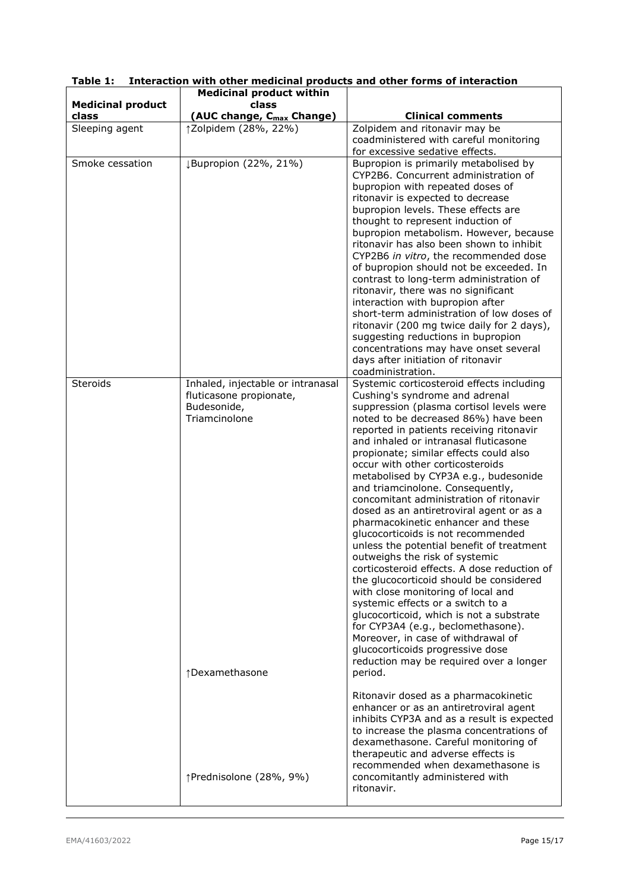**Table 1: Interaction with other medicinal products and other forms of interaction**

| Medicinal product class | Medicinal product within class (AUC change, $C_{max}$ Change) | Clinical comments |
|---|---|---|
| Sleeping agent | ↑Zolpidem (28%, 22%) | Zolpidem and ritonavir may be coadministered with careful monitoring for excessive sedative effects. |
| Smoke cessation | ↓Bupropion (22%, 21%) | Bupropion is primarily metabolised by CYP2B6. Concurrent administration of bupropion with repeated doses of ritonavir is expected to decrease bupropion levels. These effects are thought to represent induction of bupropion metabolism. However, because ritonavir has also been shown to inhibit CYP2B6 *in vitro*, the recommended dose of bupropion should not be exceeded. In contrast to long-term administration of ritonavir, there was no significant interaction with bupropion after short-term administration of low doses of ritonavir (200 mg twice daily for 2 days), suggesting reductions in bupropion concentrations may have onset several days after initiation of ritonavir coadministration. |
| Steroids | Inhaled, injectable or intranasal fluticasone propionate, Budesonide, Triamcinolone | Systemic corticosteroid effects including Cushing's syndrome and adrenal suppression (plasma cortisol levels were noted to be decreased 86%) have been reported in patients receiving ritonavir and inhaled or intranasal fluticasone propionate; similar effects could also occur with other corticosteroids metabolised by CYP3A e.g., budesonide and triamcinolone. Consequently, concomitant administration of ritonavir dosed as an antiretroviral agent or as a pharmacokinetic enhancer and these glucocorticoids is not recommended unless the potential benefit of treatment outweighs the risk of systemic corticosteroid effects. A dose reduction of the glucocorticoid should be considered with close monitoring of local and systemic effects or a switch to a glucocorticoid, which is not a substrate for CYP3A4 (e.g., beclomethasone). Moreover, in case of withdrawal of glucocorticoids progressive dose reduction may be required over a longer period. |
| | ↑Dexamethasone | Ritonavir dosed as a pharmacokinetic enhancer or as an antiretroviral agent inhibits CYP3A and as a result is expected to increase the plasma concentrations of dexamethasone. Careful monitoring of therapeutic and adverse effects is recommended when dexamethasone is concomitantly administered with ritonavir. |
| | ↑Prednisolone (28%, 9%) | |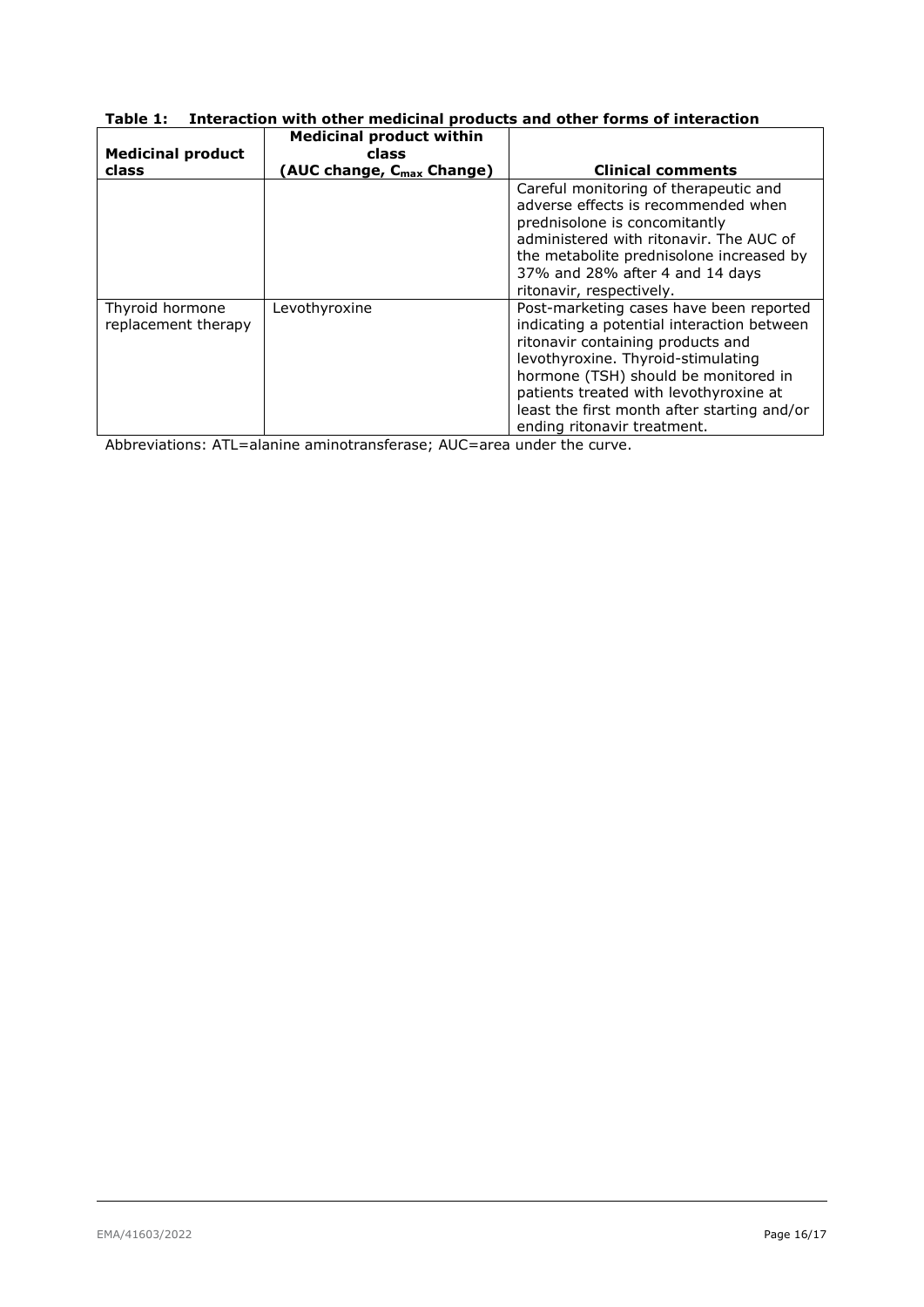**Table 1: Interaction with other medicinal products and other forms of interaction**

| Medicinal product class | Medicinal product within class (AUC change, $C_{max}$ Change) | Clinical comments |
|---|---|---|
| | | Careful monitoring of therapeutic and adverse effects is recommended when prednisolone is concomitantly administered with ritonavir. The AUC of the metabolite prednisolone increased by 37% and 28% after 4 and 14 days ritonavir, respectively. |
| Thyroid hormone replacement therapy | Levothyroxine | Post-marketing cases have been reported indicating a potential interaction between ritonavir containing products and levothyroxine. Thyroid-stimulating hormone (TSH) should be monitored in patients treated with levothyroxine at least the first month after starting and/or ending ritonavir treatment. |

Abbreviations: ATL=alanine aminotransferase; AUC=area under the curve.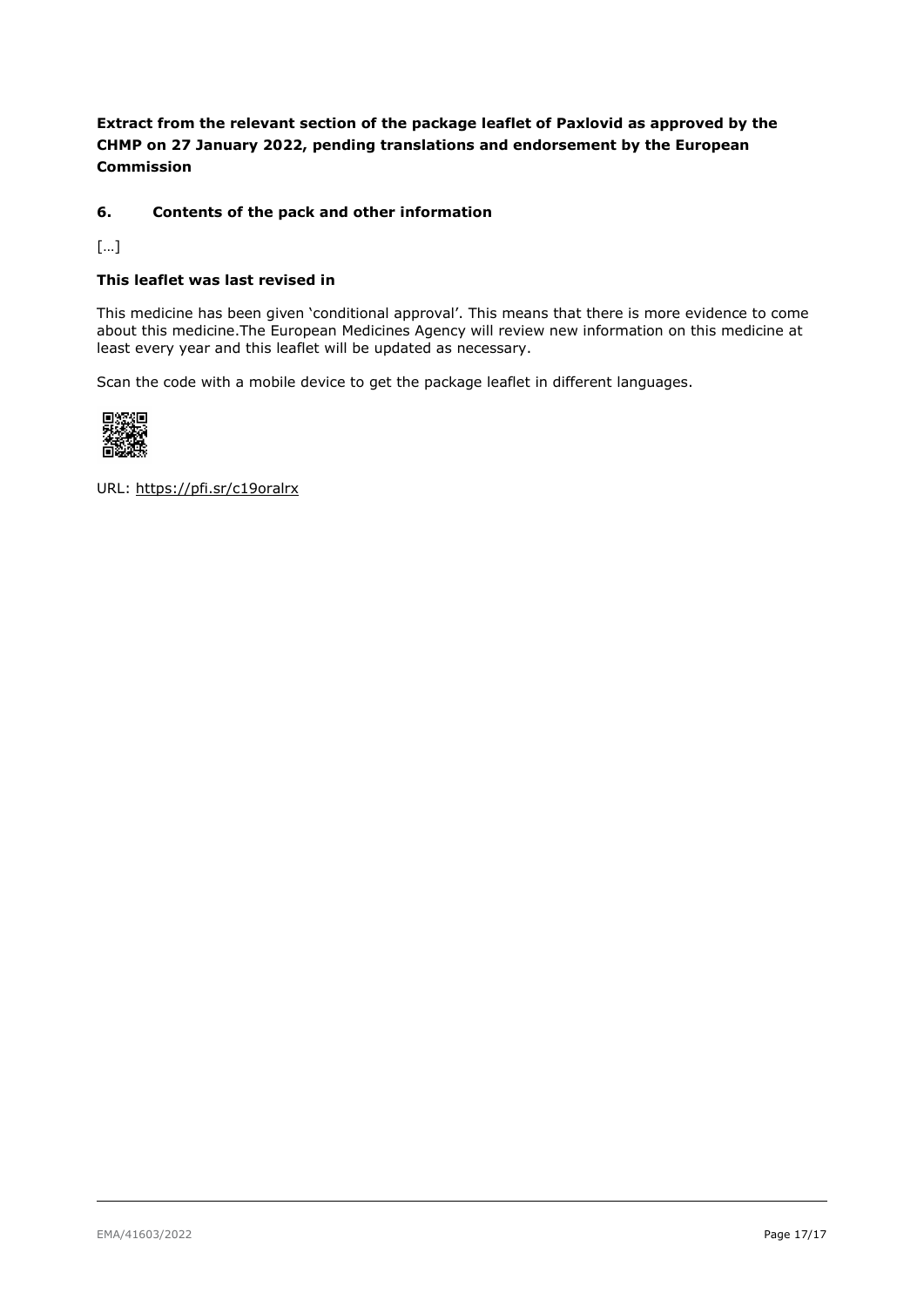**Extract from the relevant section of the package leaflet of Paxlovid as approved by the CHMP on 27 January 2022, pending translations and endorsement by the European Commission**

## 6. Contents of the pack and other information

[…]

### This leaflet was last revised in

This medicine has been given 'conditional approval'. This means that there is more evidence to come about this medicine.The European Medicines Agency will review new information on this medicine at least every year and this leaflet will be updated as necessary.

Scan the code with a mobile device to get the package leaflet in different languages.

URL: https://pfi.sr/c19oralrx